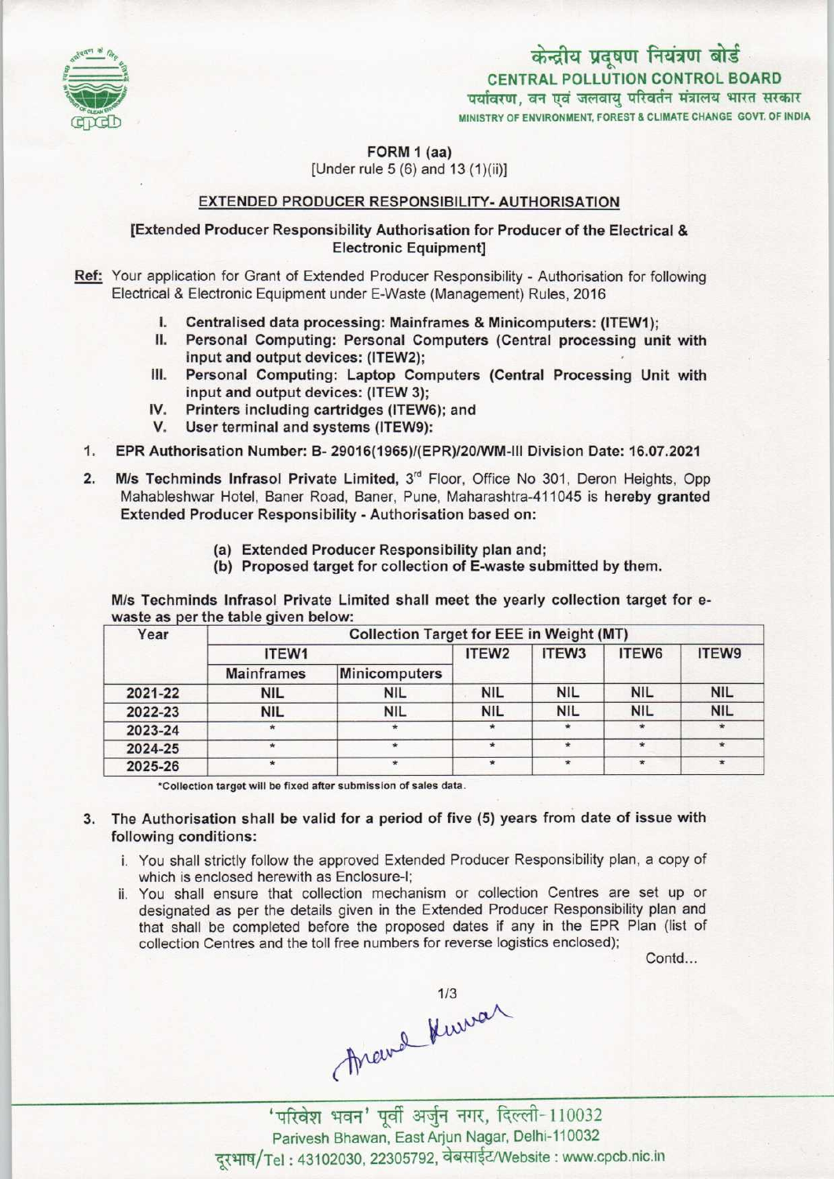केन्द्रीय प्रदूषण नियंत्रण बोर्ड
CENTRAL POLLUTION CONTROL BOARD
पर्यावरण, वन एवं जलवायु परिवर्तन मंत्रालय भारत सरकार
MINISTRY OF ENVIRONMENT, FOREST & CLIMATE CHANGE GOVT. OF INDIA

**FORM 1 (aa)**
[Under rule 5 (6) and 13 (1)(ii)]

**EXTENDED PRODUCER RESPONSIBILITY- AUTHORISATION**

**[Extended Producer Responsibility Authorisation for Producer of the Electrical & Electronic Equipment]**

**Ref:** Your application for Grant of Extended Producer Responsibility - Authorisation for following Electrical & Electronic Equipment under E-Waste (Management) Rules, 2016

I. **Centralised data processing: Mainframes & Minicomputers: (ITEW1);**
II. **Personal Computing: Personal Computers (Central processing unit with input and output devices: (ITEW2);**
III. **Personal Computing: Laptop Computers (Central Processing Unit with input and output devices: (ITEW 3);**
IV. **Printers including cartridges (ITEW6); and**
V. **User terminal and systems (ITEW9):**

1. **EPR Authorisation Number: B- 29016(1965)/(EPR)/20/WM-III Division Date: 16.07.2021**
2. **M/s Techminds Infrasol Private Limited,** 3rd Floor, Office No 301, Deron Heights, Opp Mahableshwar Hotel, Baner Road, Baner, Pune, Maharashtra-411045 is **hereby granted Extended Producer Responsibility - Authorisation based on:**
   (a) **Extended Producer Responsibility plan and;**
   (b) **Proposed target for collection of E-waste submitted by them.**

**M/s Techminds Infrasol Private Limited shall meet the yearly collection target for e-waste as per the table given below:**

| Year | Collection Target for EEE in Weight (MT) | | | | | |
|---|---|---|---|---|---|---|
| | ITEW1 | | ITEW2 | ITEW3 | ITEW6 | ITEW9 |
| | Mainframes | Minicomputers | | | | |
| 2021-22 | NIL | NIL | NIL | NIL | NIL | NIL |
| 2022-23 | NIL | NIL | NIL | NIL | NIL | NIL |
| 2023-24 | * | * | * | * | * | * |
| 2024-25 | * | * | * | * | * | * |
| 2025-26 | * | * | * | * | * | * |

*Collection target will be fixed after submission of sales data.

3. **The Authorisation shall be valid for a period of five (5) years from date of issue with following conditions:**
   i. You shall strictly follow the approved Extended Producer Responsibility plan, a copy of which is enclosed herewith as Enclosure-I;
   ii. You shall ensure that collection mechanism or collection Centres are set up or designated as per the details given in the Extended Producer Responsibility plan and that shall be completed before the proposed dates if any in the EPR Plan (list of collection Centres and the toll free numbers for reverse logistics enclosed);

Contd...

'परिवेश भवन' पूर्वी अर्जुन नगर, दिल्ली-110032
Parivesh Bhawan, East Arjun Nagar, Delhi-110032
दूरभाष/Tel : 43102030, 22305792, वेबसाईट/Website : www.cpcb.nic.in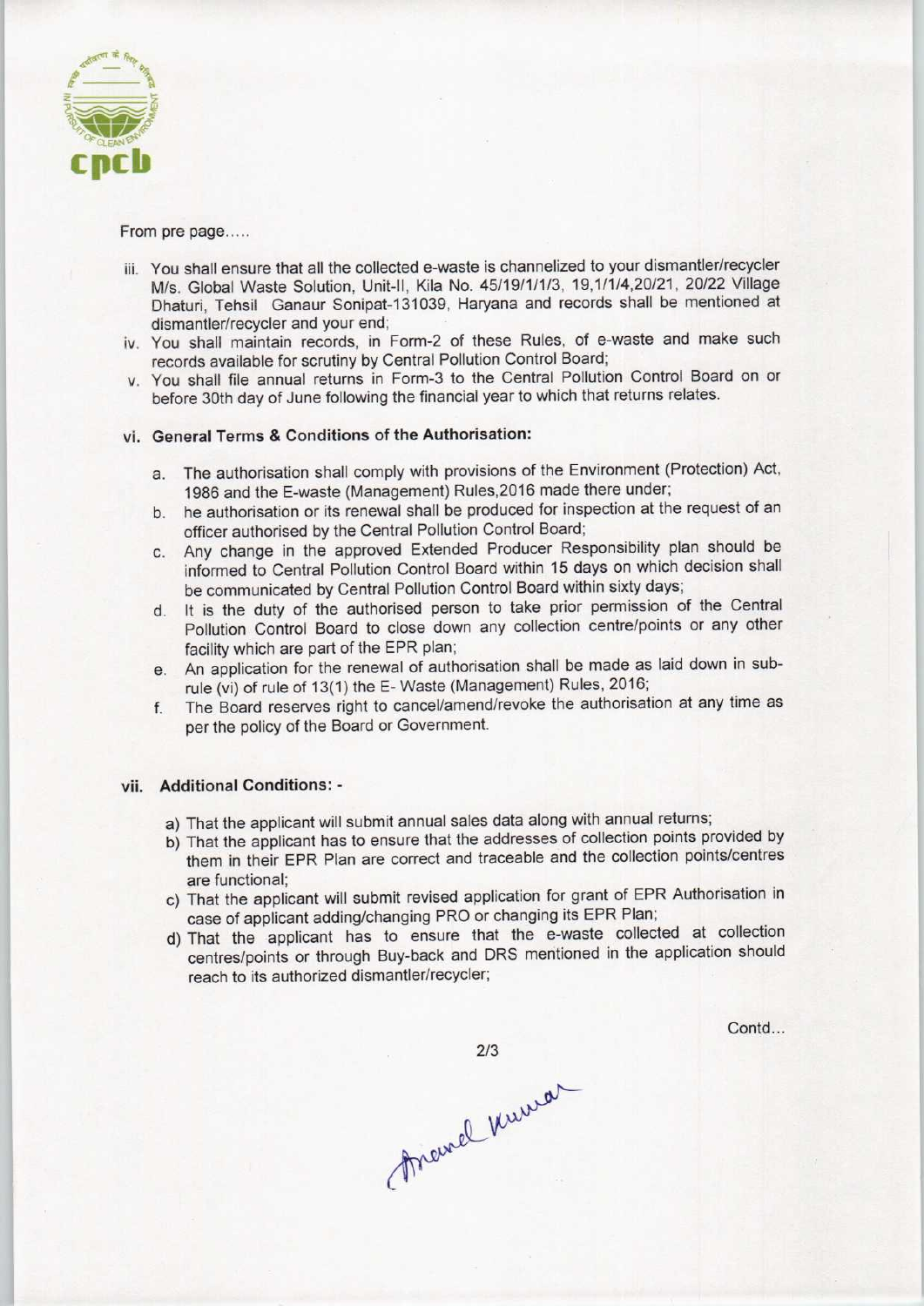From pre page.....

iii. You shall ensure that all the collected e-waste is channelized to your dismantler/recycler M/s. Global Waste Solution, Unit-II, Kila No. 45/19/1/1/3, 19,1/1/4,20/21, 20/22 Village Dhaturi, Tehsil Ganaur Sonipat-131039, Haryana and records shall be mentioned at dismantler/recycler and your end;
iv. You shall maintain records, in Form-2 of these Rules, of e-waste and make such records available for scrutiny by Central Pollution Control Board;
v. You shall file annual returns in Form-3 to the Central Pollution Control Board on or before 30th day of June following the financial year to which that returns relates.

vi. **General Terms & Conditions of the Authorisation:**

a. The authorisation shall comply with provisions of the Environment (Protection) Act, 1986 and the E-waste (Management) Rules,2016 made there under;
b. he authorisation or its renewal shall be produced for inspection at the request of an officer authorised by the Central Pollution Control Board;
c. Any change in the approved Extended Producer Responsibility plan should be informed to Central Pollution Control Board within 15 days on which decision shall be communicated by Central Pollution Control Board within sixty days;
d. It is the duty of the authorised person to take prior permission of the Central Pollution Control Board to close down any collection centre/points or any other facility which are part of the EPR plan;
e. An application for the renewal of authorisation shall be made as laid down in sub-rule (vi) of rule of 13(1) the E- Waste (Management) Rules, 2016;
f. The Board reserves right to cancel/amend/revoke the authorisation at any time as per the policy of the Board or Government.

vii. **Additional Conditions: -**

a) That the applicant will submit annual sales data along with annual returns;
b) That the applicant has to ensure that the addresses of collection points provided by them in their EPR Plan are correct and traceable and the collection points/centres are functional;
c) That the applicant will submit revised application for grant of EPR Authorisation in case of applicant adding/changing PRO or changing its EPR Plan;
d) That the applicant has to ensure that the e-waste collected at collection centres/points or through Buy-back and DRS mentioned in the application should reach to its authorized dismantler/recycler;

Contd...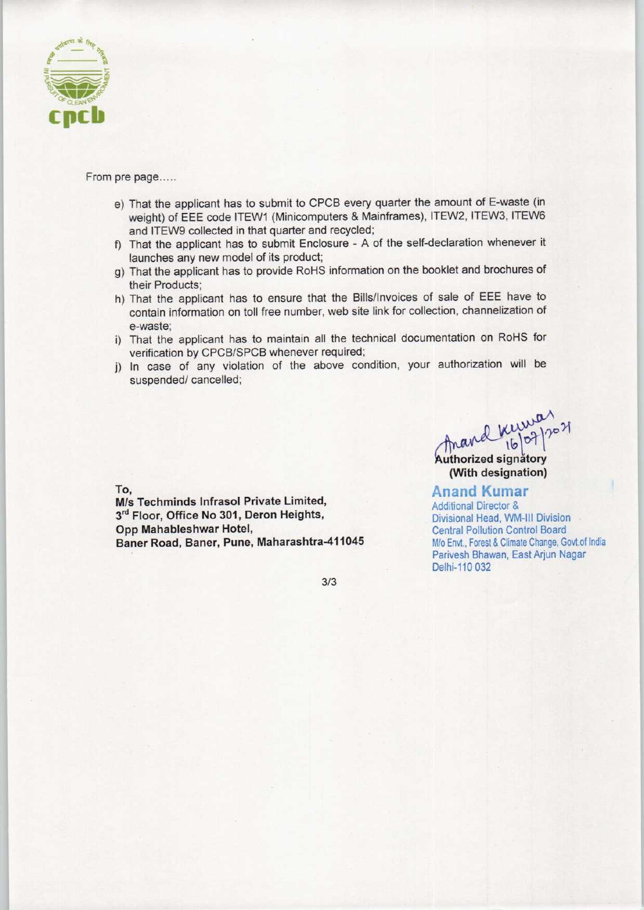From pre page.....

e) That the applicant has to submit to CPCB every quarter the amount of E-waste (in weight) of EEE code ITEW1 (Minicomputers & Mainframes), ITEW2, ITEW3, ITEW6 and ITEW9 collected in that quarter and recycled;
f) That the applicant has to submit Enclosure - A of the self-declaration whenever it launches any new model of its product;
g) That the applicant has to provide RoHS information on the booklet and brochures of their Products;
h) That the applicant has to ensure that the Bills/Invoices of sale of EEE have to contain information on toll free number, web site link for collection, channelization of e-waste;
i) That the applicant has to maintain all the technical documentation on RoHS for verification by CPCB/SPCB whenever required;
j) In case of any violation of the above condition, your authorization will be suspended/ cancelled;

Anand Kumar 16/07/2021

**Authorized signatory**
**(With designation)**

**Anand Kumar**
Additional Director &
Divisional Head, WM-III Division
Central Pollution Control Board
M/o Envt., Forest & Climate Change, Govt.of India
Parivesh Bhawan, East Arjun Nagar
Delhi-110 032

To,
**M/s Techminds Infrasol Private Limited,**
**3rd Floor, Office No 301, Deron Heights,**
**Opp Mahableshwar Hotel,**
**Baner Road, Baner, Pune, Maharashtra-411045**